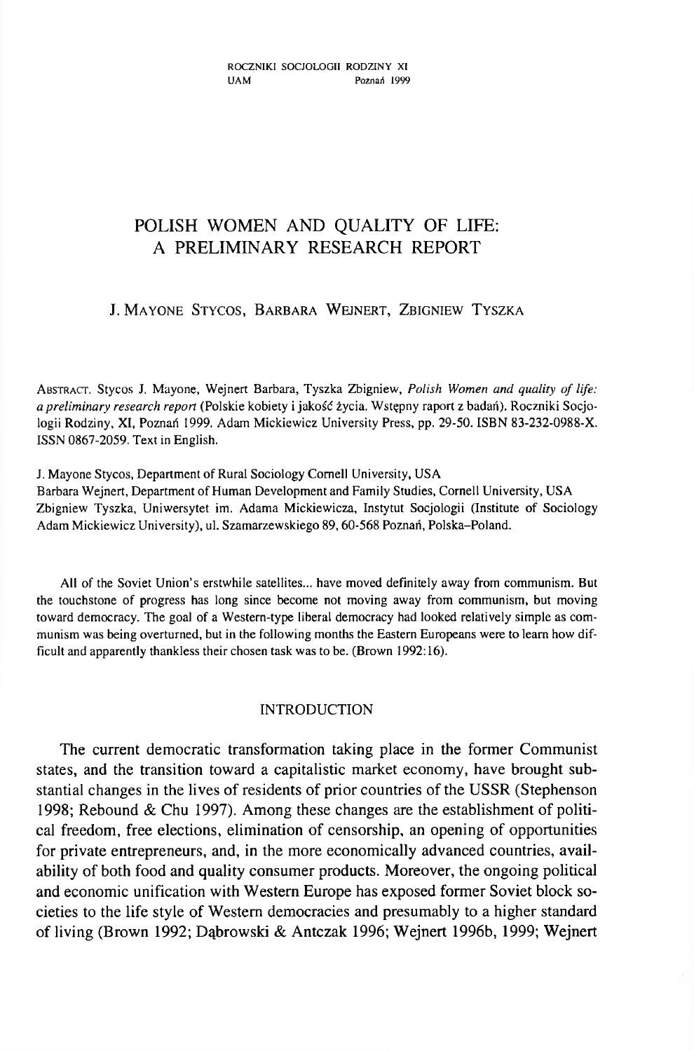# POLISH WOMEN AND QUALITY OF LIFE: A PRELIMINARY RESEARCH REPORT

J. MAYONE STYCOS, BARBARA WEJNERT, ZBIGNIEW TYSZKA

ABSTRACT. Stycos J. Mayone, Wejnert Barbara, Tyszka Zbigniew, *Polish Women and quality of life: a preliminary research report* (Polskie kobiety i jakość życia. Wstępny raport z badań). Roczniki Socjologii Rodziny, XI, Poznań 1999. Adam Mickiewicz University Press, pp. 29-50. ISBN 83-232-0988-X. ISSN 0867-2059. Text in English.

J. Mayone Stycos, Department of Rural Sociology Cornell University, USA
Barbara Wejnert, Department of Human Development and Family Studies, Cornell University, USA
Zbigniew Tyszka, Uniwersytet im. Adama Mickiewicza, Instytut Socjologii (Institute of Sociology Adam Mickiewicz University), ul. Szamarzewskiego 89, 60-568 Poznań, Polska–Poland.

All of the Soviet Union's erstwhile satellites... have moved definitely away from communism. But the touchstone of progress has long since become not moving away from communism, but moving toward democracy. The goal of a Western-type liberal democracy had looked relatively simple as communism was being overturned, but in the following months the Eastern Europeans were to learn how difficult and apparently thankless their chosen task was to be. (Brown 1992:16).

## INTRODUCTION

The current democratic transformation taking place in the former Communist states, and the transition toward a capitalistic market economy, have brought substantial changes in the lives of residents of prior countries of the USSR (Stephenson 1998; Rebound & Chu 1997). Among these changes are the establishment of political freedom, free elections, elimination of censorship, an opening of opportunities for private entrepreneurs, and, in the more economically advanced countries, availability of both food and quality consumer products. Moreover, the ongoing political and economic unification with Western Europe has exposed former Soviet block societies to the life style of Western democracies and presumably to a higher standard of living (Brown 1992; Dąbrowski & Antczak 1996; Wejnert 1996b, 1999; Wejnert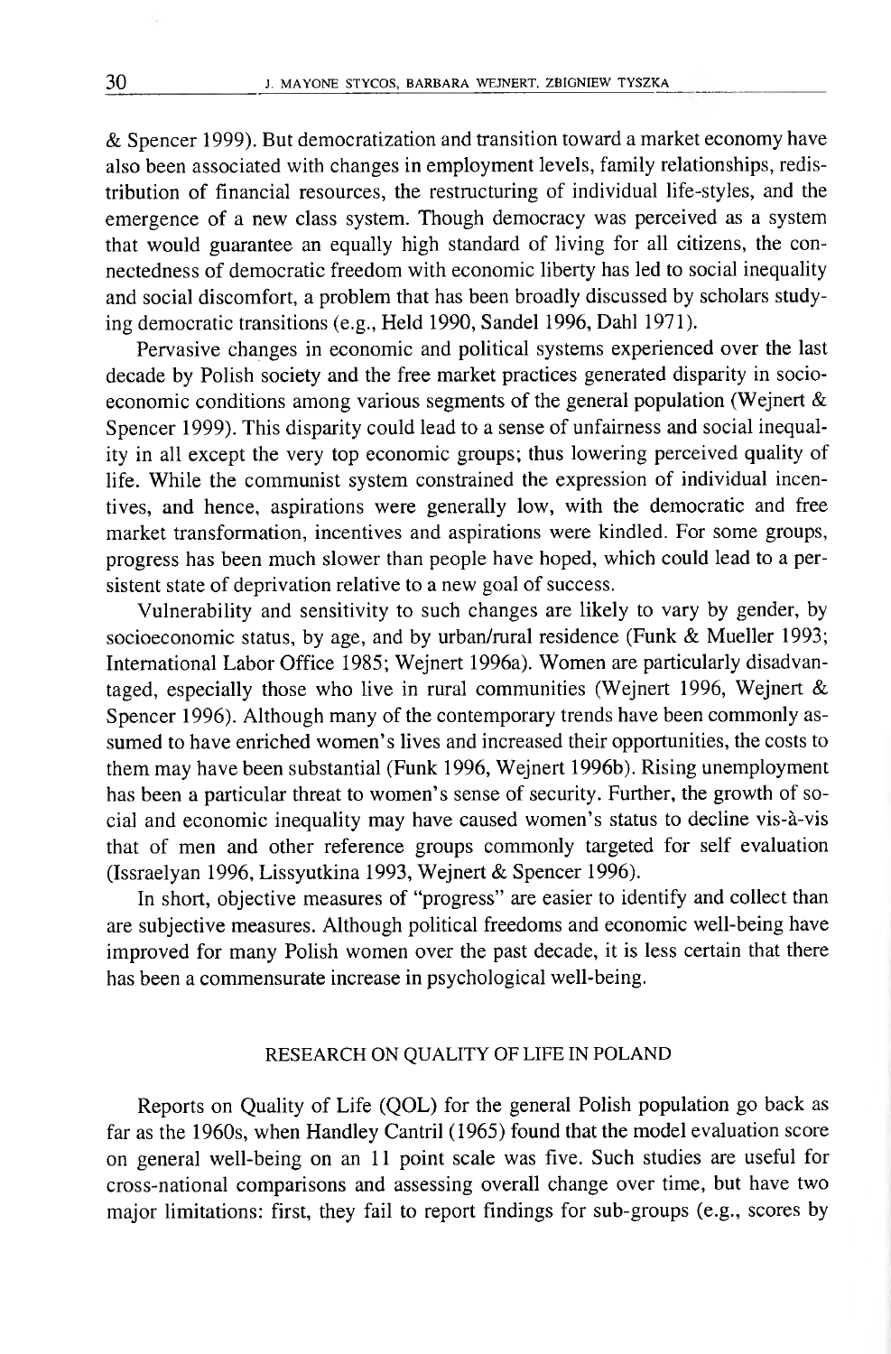& Spencer 1999). But democratization and transition toward a market economy have also been associated with changes in employment levels, family relationships, redistribution of financial resources, the restructuring of individual life-styles, and the emergence of a new class system. Though democracy was perceived as a system that would guarantee an equally high standard of living for all citizens, the connectedness of democratic freedom with economic liberty has led to social inequality and social discomfort, a problem that has been broadly discussed by scholars studying democratic transitions (e.g., Held 1990, Sandel 1996, Dahl 1971).

Pervasive changes in economic and political systems experienced over the last decade by Polish society and the free market practices generated disparity in socioeconomic conditions among various segments of the general population (Wejnert & Spencer 1999). This disparity could lead to a sense of unfairness and social inequality in all except the very top economic groups; thus lowering perceived quality of life. While the communist system constrained the expression of individual incentives, and hence, aspirations were generally low, with the democratic and free market transformation, incentives and aspirations were kindled. For some groups, progress has been much slower than people have hoped, which could lead to a persistent state of deprivation relative to a new goal of success.

Vulnerability and sensitivity to such changes are likely to vary by gender, by socioeconomic status, by age, and by urban/rural residence (Funk & Mueller 1993; International Labor Office 1985; Wejnert 1996a). Women are particularly disadvantaged, especially those who live in rural communities (Wejnert 1996, Wejnert & Spencer 1996). Although many of the contemporary trends have been commonly assumed to have enriched women's lives and increased their opportunities, the costs to them may have been substantial (Funk 1996, Wejnert 1996b). Rising unemployment has been a particular threat to women's sense of security. Further, the growth of social and economic inequality may have caused women's status to decline vis-à-vis that of men and other reference groups commonly targeted for self evaluation (Issraelyan 1996, Lissyutkina 1993, Wejnert & Spencer 1996).

In short, objective measures of "progress" are easier to identify and collect than are subjective measures. Although political freedoms and economic well-being have improved for many Polish women over the past decade, it is less certain that there has been a commensurate increase in psychological well-being.

## RESEARCH ON QUALITY OF LIFE IN POLAND

Reports on Quality of Life (QOL) for the general Polish population go back as far as the 1960s, when Handley Cantril (1965) found that the model evaluation score on general well-being on an 11 point scale was five. Such studies are useful for cross-national comparisons and assessing overall change over time, but have two major limitations: first, they fail to report findings for sub-groups (e.g., scores by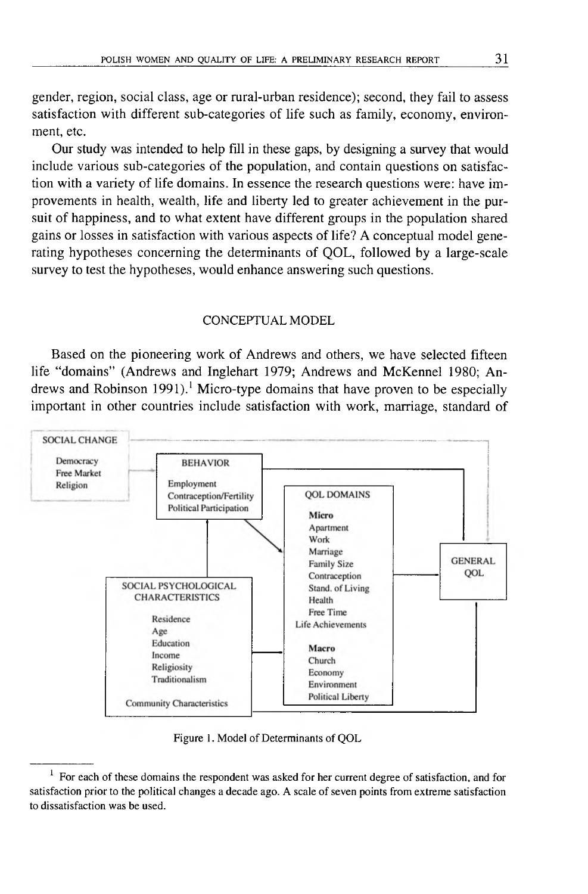gender, region, social class, age or rural-urban residence); second, they fail to assess satisfaction with different sub-categories of life such as family, economy, environment, etc.

Our study was intended to help fill in these gaps, by designing a survey that would include various sub-categories of the population, and contain questions on satisfaction with a variety of life domains. In essence the research questions were: have improvements in health, wealth, life and liberty led to greater achievement in the pursuit of happiness, and to what extent have different groups in the population shared gains or losses in satisfaction with various aspects of life? A conceptual model generating hypotheses concerning the determinants of QOL, followed by a large-scale survey to test the hypotheses, would enhance answering such questions.

## CONCEPTUAL MODEL

Based on the pioneering work of Andrews and others, we have selected fifteen life "domains" (Andrews and Inglehart 1979; Andrews and McKennel 1980; Andrews and Robinson 1991).[1] Micro-type domains that have proven to be especially important in other countries include satisfaction with work, marriage, standard of

SOCIAL CHANGE: Democracy, Free Market, Religion

BEHAVIOR: Employment, Contraception/Fertility, Political Participation

QOL DOMAINS
- **Micro**: Apartment, Work, Marriage, Family Size, Contraception, Stand. of Living, Health, Free Time, Life Achievements
- **Macro**: Church, Economy, Environment, Political Liberty

SOCIAL PSYCHOLOGICAL CHARACTERISTICS: Residence, Age, Education, Income, Religiosity, Traditionalism; Community Characteristics

GENERAL QOL

Figure 1. Model of Determinants of QOL

[1] For each of these domains the respondent was asked for her current degree of satisfaction, and for satisfaction prior to the political changes a decade ago. A scale of seven points from extreme satisfaction to dissatisfaction was be used.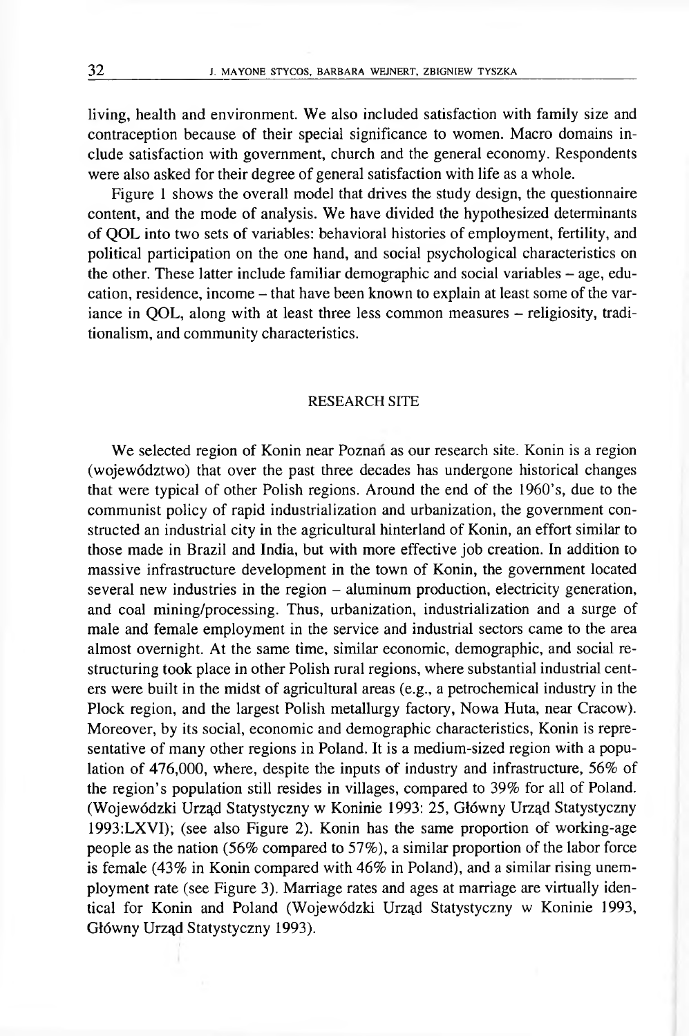living, health and environment. We also included satisfaction with family size and contraception because of their special significance to women. Macro domains include satisfaction with government, church and the general economy. Respondents were also asked for their degree of general satisfaction with life as a whole.

Figure 1 shows the overall model that drives the study design, the questionnaire content, and the mode of analysis. We have divided the hypothesized determinants of QOL into two sets of variables: behavioral histories of employment, fertility, and political participation on the one hand, and social psychological characteristics on the other. These latter include familiar demographic and social variables – age, education, residence, income – that have been known to explain at least some of the variance in QOL, along with at least three less common measures – religiosity, traditionalism, and community characteristics.

## RESEARCH SITE

We selected region of Konin near Poznań as our research site. Konin is a region (województwo) that over the past three decades has undergone historical changes that were typical of other Polish regions. Around the end of the 1960's, due to the communist policy of rapid industrialization and urbanization, the government constructed an industrial city in the agricultural hinterland of Konin, an effort similar to those made in Brazil and India, but with more effective job creation. In addition to massive infrastructure development in the town of Konin, the government located several new industries in the region – aluminum production, electricity generation, and coal mining/processing. Thus, urbanization, industrialization and a surge of male and female employment in the service and industrial sectors came to the area almost overnight. At the same time, similar economic, demographic, and social restructuring took place in other Polish rural regions, where substantial industrial centers were built in the midst of agricultural areas (e.g., a petrochemical industry in the Plock region, and the largest Polish metallurgy factory, Nowa Huta, near Cracow). Moreover, by its social, economic and demographic characteristics, Konin is representative of many other regions in Poland. It is a medium-sized region with a population of 476,000, where, despite the inputs of industry and infrastructure, 56% of the region's population still resides in villages, compared to 39% for all of Poland. (Wojewódzki Urząd Statystyczny w Koninie 1993: 25, Główny Urząd Statystyczny 1993:LXVI); (see also Figure 2). Konin has the same proportion of working-age people as the nation (56% compared to 57%), a similar proportion of the labor force is female (43% in Konin compared with 46% in Poland), and a similar rising unemployment rate (see Figure 3). Marriage rates and ages at marriage are virtually identical for Konin and Poland (Wojewódzki Urząd Statystyczny w Koninie 1993, Główny Urząd Statystyczny 1993).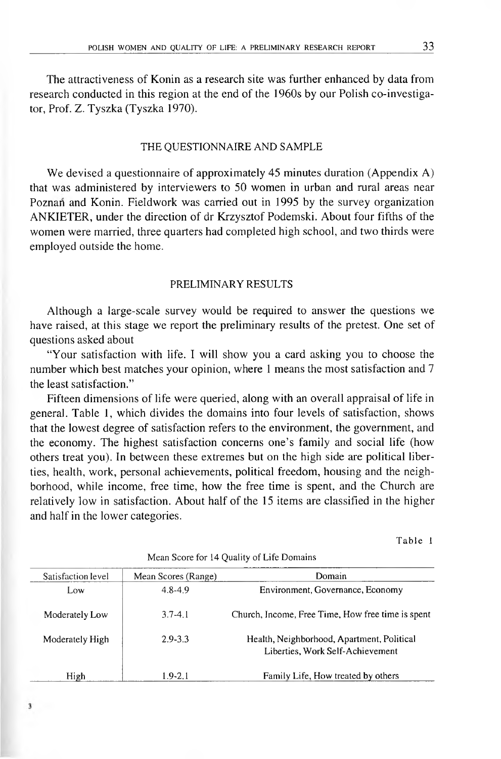The attractiveness of Konin as a research site was further enhanced by data from research conducted in this region at the end of the 1960s by our Polish co-investigator, Prof. Z. Tyszka (Tyszka 1970).

## THE QUESTIONNAIRE AND SAMPLE

We devised a questionnaire of approximately 45 minutes duration (Appendix A) that was administered by interviewers to 50 women in urban and rural areas near Poznań and Konin. Fieldwork was carried out in 1995 by the survey organization ANKIETER, under the direction of dr Krzysztof Podemski. About four fifths of the women were married, three quarters had completed high school, and two thirds were employed outside the home.

## PRELIMINARY RESULTS

Although a large-scale survey would be required to answer the questions we have raised, at this stage we report the preliminary results of the pretest. One set of questions asked about

"Your satisfaction with life. I will show you a card asking you to choose the number which best matches your opinion, where 1 means the most satisfaction and 7 the least satisfaction."

Fifteen dimensions of life were queried, along with an overall appraisal of life in general. Table 1, which divides the domains into four levels of satisfaction, shows that the lowest degree of satisfaction refers to the environment, the government, and the economy. The highest satisfaction concerns one's family and social life (how others treat you). In between these extremes but on the high side are political liberties, health, work, personal achievements, political freedom, housing and the neighborhood, while income, free time, how the free time is spent, and the Church are relatively low in satisfaction. About half of the 15 items are classified in the higher and half in the lower categories.

Table 1

Mean Score for 14 Quality of Life Domains

| Satisfaction level | Mean Scores (Range) | Domain |
|---|---|---|
| Low | 4.8-4.9 | Environment, Governance, Economy |
| Moderately Low | 3.7-4.1 | Church, Income, Free Time, How free time is spent |
| Moderately High | 2.9-3.3 | Health, Neighborhood, Apartment, Political Liberties, Work Self-Achievement |
| High | 1.9-2.1 | Family Life, How treated by others |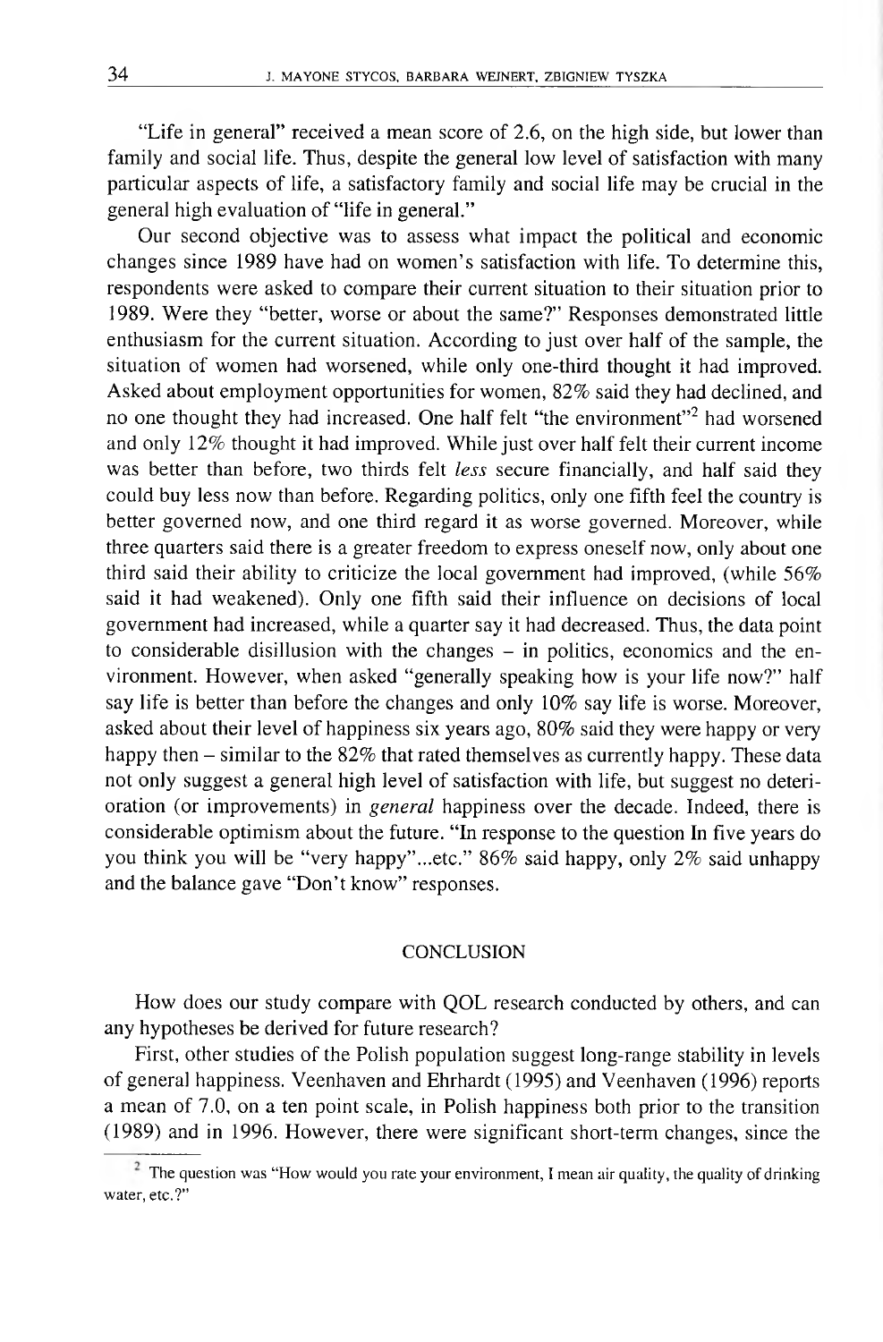"Life in general" received a mean score of 2.6, on the high side, but lower than family and social life. Thus, despite the general low level of satisfaction with many particular aspects of life, a satisfactory family and social life may be crucial in the general high evaluation of "life in general."

Our second objective was to assess what impact the political and economic changes since 1989 have had on women's satisfaction with life. To determine this, respondents were asked to compare their current situation to their situation prior to 1989. Were they "better, worse or about the same?" Responses demonstrated little enthusiasm for the current situation. According to just over half of the sample, the situation of women had worsened, while only one-third thought it had improved. Asked about employment opportunities for women, 82% said they had declined, and no one thought they had increased. One half felt "the environment"[2] had worsened and only 12% thought it had improved. While just over half felt their current income was better than before, two thirds felt *less* secure financially, and half said they could buy less now than before. Regarding politics, only one fifth feel the country is better governed now, and one third regard it as worse governed. Moreover, while three quarters said there is a greater freedom to express oneself now, only about one third said their ability to criticize the local government had improved, (while 56% said it had weakened). Only one fifth said their influence on decisions of local government had increased, while a quarter say it had decreased. Thus, the data point to considerable disillusion with the changes – in politics, economics and the environment. However, when asked "generally speaking how is your life now?" half say life is better than before the changes and only 10% say life is worse. Moreover, asked about their level of happiness six years ago, 80% said they were happy or very happy then – similar to the 82% that rated themselves as currently happy. These data not only suggest a general high level of satisfaction with life, but suggest no deterioration (or improvements) in *general* happiness over the decade. Indeed, there is considerable optimism about the future. "In response to the question In five years do you think you will be "very happy"...etc." 86% said happy, only 2% said unhappy and the balance gave "Don't know" responses.

## CONCLUSION

How does our study compare with QOL research conducted by others, and can any hypotheses be derived for future research?

First, other studies of the Polish population suggest long-range stability in levels of general happiness. Veenhaven and Ehrhardt (1995) and Veenhaven (1996) reports a mean of 7.0, on a ten point scale, in Polish happiness both prior to the transition (1989) and in 1996. However, there were significant short-term changes, since the

[2] The question was "How would you rate your environment, I mean air quality, the quality of drinking water, etc.?"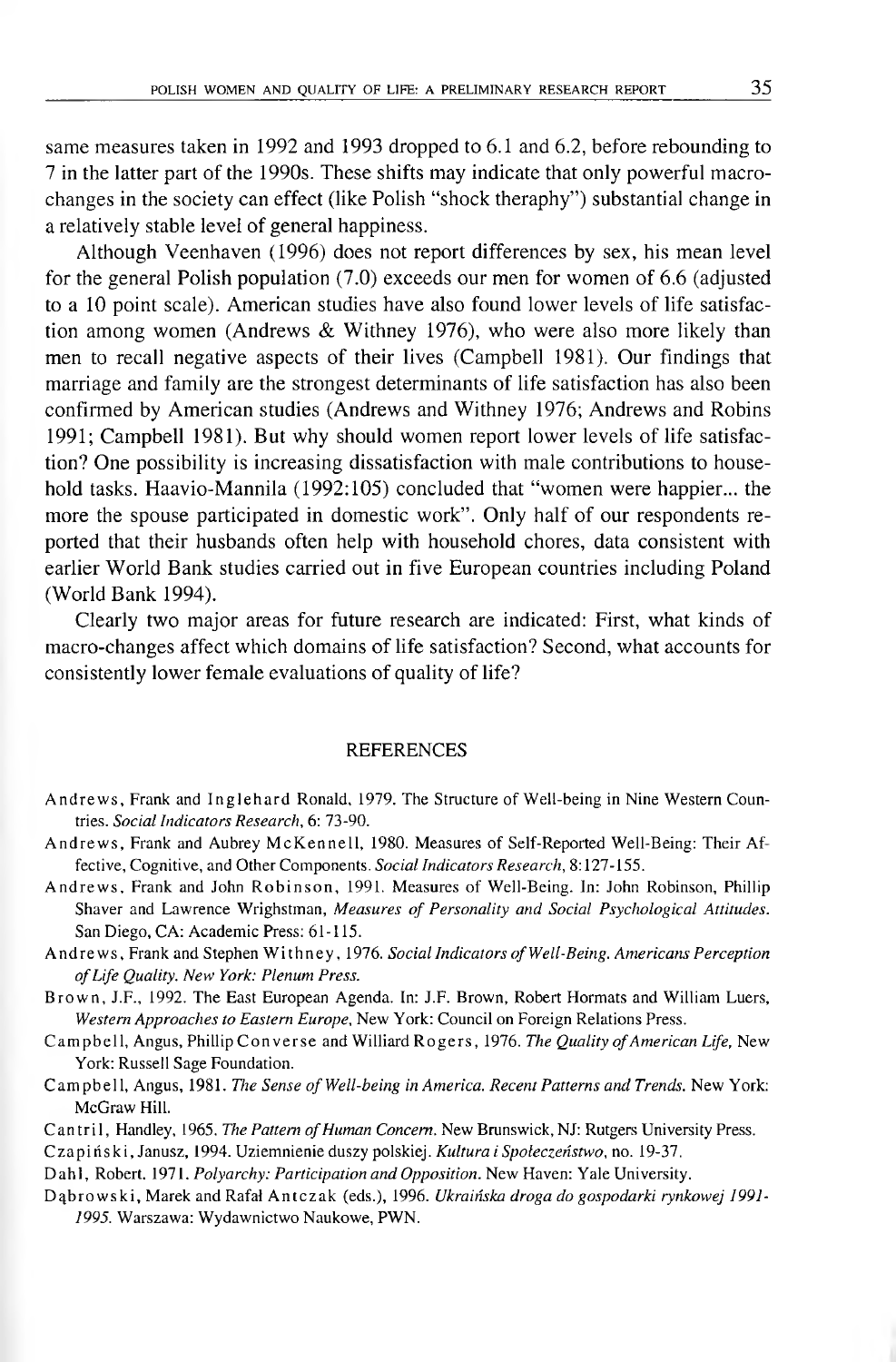same measures taken in 1992 and 1993 dropped to 6.1 and 6.2, before rebounding to 7 in the latter part of the 1990s. These shifts may indicate that only powerful macro-changes in the society can effect (like Polish "shock theraphy") substantial change in a relatively stable level of general happiness.

Although Veenhaven (1996) does not report differences by sex, his mean level for the general Polish population (7.0) exceeds our men for women of 6.6 (adjusted to a 10 point scale). American studies have also found lower levels of life satisfaction among women (Andrews & Withney 1976), who were also more likely than men to recall negative aspects of their lives (Campbell 1981). Our findings that marriage and family are the strongest determinants of life satisfaction has also been confirmed by American studies (Andrews and Withney 1976; Andrews and Robins 1991; Campbell 1981). But why should women report lower levels of life satisfaction? One possibility is increasing dissatisfaction with male contributions to household tasks. Haavio-Mannila (1992:105) concluded that "women were happier... the more the spouse participated in domestic work". Only half of our respondents reported that their husbands often help with household chores, data consistent with earlier World Bank studies carried out in five European countries including Poland (World Bank 1994).

Clearly two major areas for future research are indicated: First, what kinds of macro-changes affect which domains of life satisfaction? Second, what accounts for consistently lower female evaluations of quality of life?

## REFERENCES

Andrews, Frank and Inglehard Ronald, 1979. The Structure of Well-being in Nine Western Countries. *Social Indicators Research*, 6: 73-90.

Andrews, Frank and Aubrey McKennell, 1980. Measures of Self-Reported Well-Being: Their Affective, Cognitive, and Other Components. *Social Indicators Research*, 8:127-155.

Andrews, Frank and John Robinson, 1991. Measures of Well-Being. In: John Robinson, Phillip Shaver and Lawrence Wrighstman, *Measures of Personality and Social Psychological Attitudes*. San Diego, CA: Academic Press: 61-115.

Andrews, Frank and Stephen Withney, 1976. *Social Indicators of Well-Being. Americans Perception of Life Quality. New York: Plenum Press.*

Brown, J.F., 1992. The East European Agenda. In: J.F. Brown, Robert Hormats and William Luers, *Western Approaches to Eastern Europe*, New York: Council on Foreign Relations Press.

Campbell, Angus, Phillip Converse and Williard Rogers, 1976. *The Quality of American Life*, New York: Russell Sage Foundation.

Campbell, Angus, 1981. *The Sense of Well-being in America. Recent Patterns and Trends*. New York: McGraw Hill.

Cantril, Handley, 1965. *The Pattern of Human Concern*. New Brunswick, NJ: Rutgers University Press.

Czapiński, Janusz, 1994. Uziemnienie duszy polskiej. *Kultura i Społeczeństwo*, no. 19-37.

Dahl, Robert. 1971. *Polyarchy: Participation and Opposition*. New Haven: Yale University.

Dąbrowski, Marek and Rafał Antczak (eds.), 1996. *Ukraińska droga do gospodarki rynkowej 1991-1995*. Warszawa: Wydawnictwo Naukowe, PWN.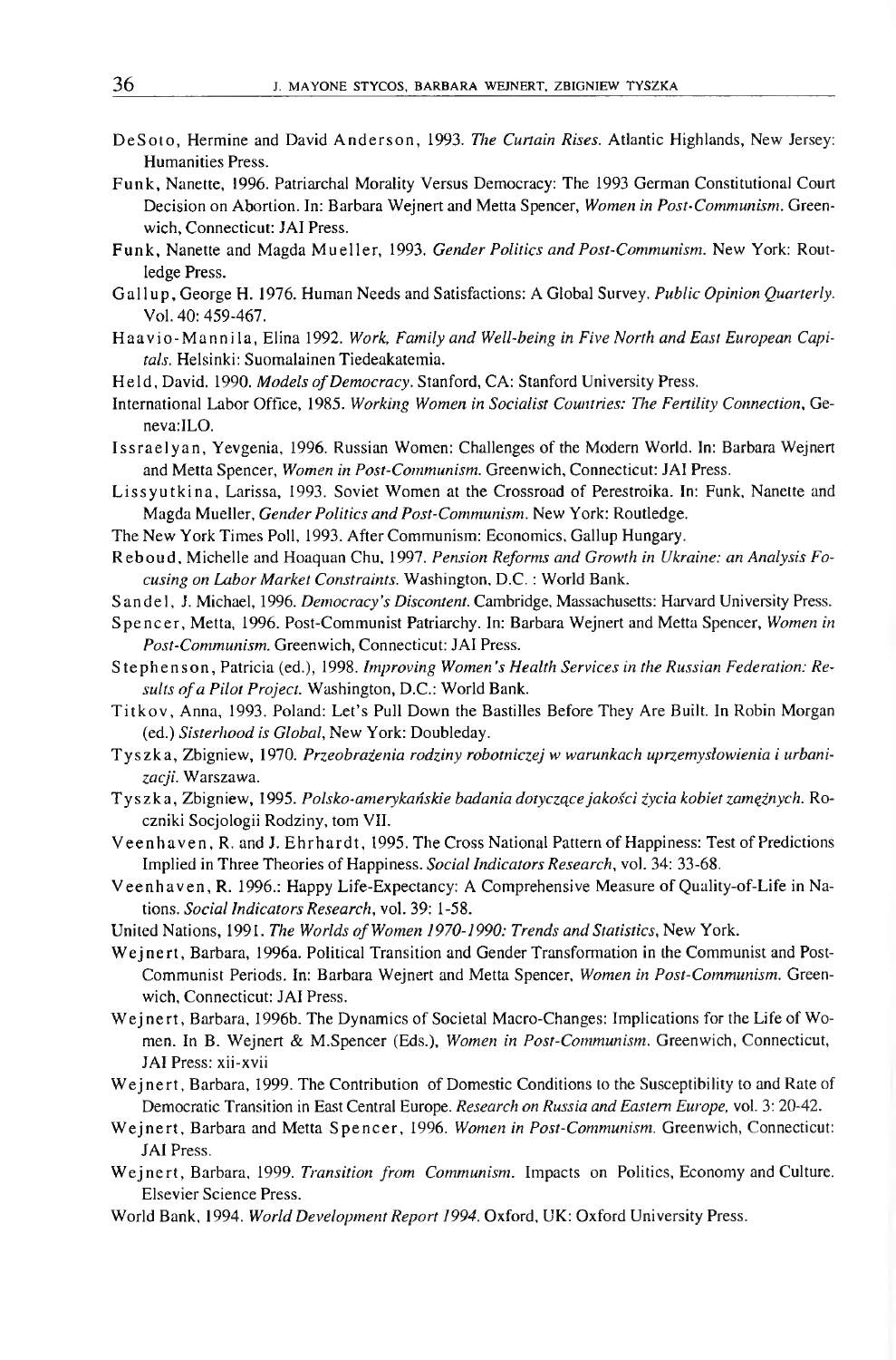DeSoto, Hermine and David Anderson, 1993. *The Curtain Rises*. Atlantic Highlands, New Jersey: Humanities Press.

Funk, Nanette, 1996. Patriarchal Morality Versus Democracy: The 1993 German Constitutional Court Decision on Abortion. In: Barbara Wejnert and Metta Spencer, *Women in Post-Communism*. Greenwich, Connecticut: JAI Press.

Funk, Nanette and Magda Mueller, 1993. *Gender Politics and Post-Communism*. New York: Routledge Press.

Gallup, George H. 1976. Human Needs and Satisfactions: A Global Survey. *Public Opinion Quarterly*. Vol. 40: 459-467.

Haavio-Mannila, Elina 1992. *Work, Family and Well-being in Five North and East European Capitals*. Helsinki: Suomalainen Tiedeakatemia.

Held, David. 1990. *Models of Democracy*. Stanford, CA: Stanford University Press.

International Labor Office, 1985. *Working Women in Socialist Countries: The Fertility Connection*, Geneva:ILO.

Issraelyan, Yevgenia, 1996. Russian Women: Challenges of the Modern World. In: Barbara Wejnert and Metta Spencer, *Women in Post-Communism*. Greenwich, Connecticut: JAI Press.

Lissyutkina, Larissa, 1993. Soviet Women at the Crossroad of Perestroika. In: Funk, Nanette and Magda Mueller, *Gender Politics and Post-Communism*. New York: Routledge.

The New York Times Poll, 1993. After Communism: Economics, Gallup Hungary.

Reboud, Michelle and Hoaquan Chu, 1997. *Pension Reforms and Growth in Ukraine: an Analysis Focusing on Labor Market Constraints*. Washington, D.C. : World Bank.

Sandel, J. Michael, 1996. *Democracy's Discontent*. Cambridge, Massachusetts: Harvard University Press.

Spencer, Metta, 1996. Post-Communist Patriarchy. In: Barbara Wejnert and Metta Spencer, *Women in Post-Communism*. Greenwich, Connecticut: JAI Press.

Stephenson, Patricia (ed.), 1998. *Improving Women's Health Services in the Russian Federation: Results of a Pilot Project*. Washington, D.C.: World Bank.

Titkov, Anna, 1993. Poland: Let's Pull Down the Bastilles Before They Are Built. In Robin Morgan (ed.) *Sisterhood is Global*, New York: Doubleday.

Tyszka, Zbigniew, 1970. *Przeobrażenia rodziny robotniczej w warunkach uprzemysłowienia i urbanizacji*. Warszawa.

Tyszka, Zbigniew, 1995. *Polsko-amerykańskie badania dotyczące jakości życia kobiet zamężnych*. Roczniki Socjologii Rodziny, tom VII.

Veenhaven, R. and J. Ehrhardt, 1995. The Cross National Pattern of Happiness: Test of Predictions Implied in Three Theories of Happiness. *Social Indicators Research*, vol. 34: 33-68.

Veenhaven, R. 1996.: Happy Life-Expectancy: A Comprehensive Measure of Quality-of-Life in Nations. *Social Indicators Research*, vol. 39: 1-58.

United Nations, 1991. *The Worlds of Women 1970-1990: Trends and Statistics*, New York.

Wejnert, Barbara, 1996a. Political Transition and Gender Transformation in the Communist and Post-Communist Periods. In: Barbara Wejnert and Metta Spencer, *Women in Post-Communism*. Greenwich, Connecticut: JAI Press.

Wejnert, Barbara, 1996b. The Dynamics of Societal Macro-Changes: Implications for the Life of Women. In B. Wejnert & M.Spencer (Eds.), *Women in Post-Communism*. Greenwich, Connecticut, JAI Press: xii-xvii

Wejnert, Barbara, 1999. The Contribution of Domestic Conditions to the Susceptibility to and Rate of Democratic Transition in East Central Europe. *Research on Russia and Eastern Europe*, vol. 3: 20-42.

Wejnert, Barbara and Metta Spencer, 1996. *Women in Post-Communism*. Greenwich, Connecticut: JAI Press.

Wejnert, Barbara, 1999. *Transition from Communism*. Impacts on Politics, Economy and Culture. Elsevier Science Press.

World Bank, 1994. *World Development Report 1994*. Oxford, UK: Oxford University Press.